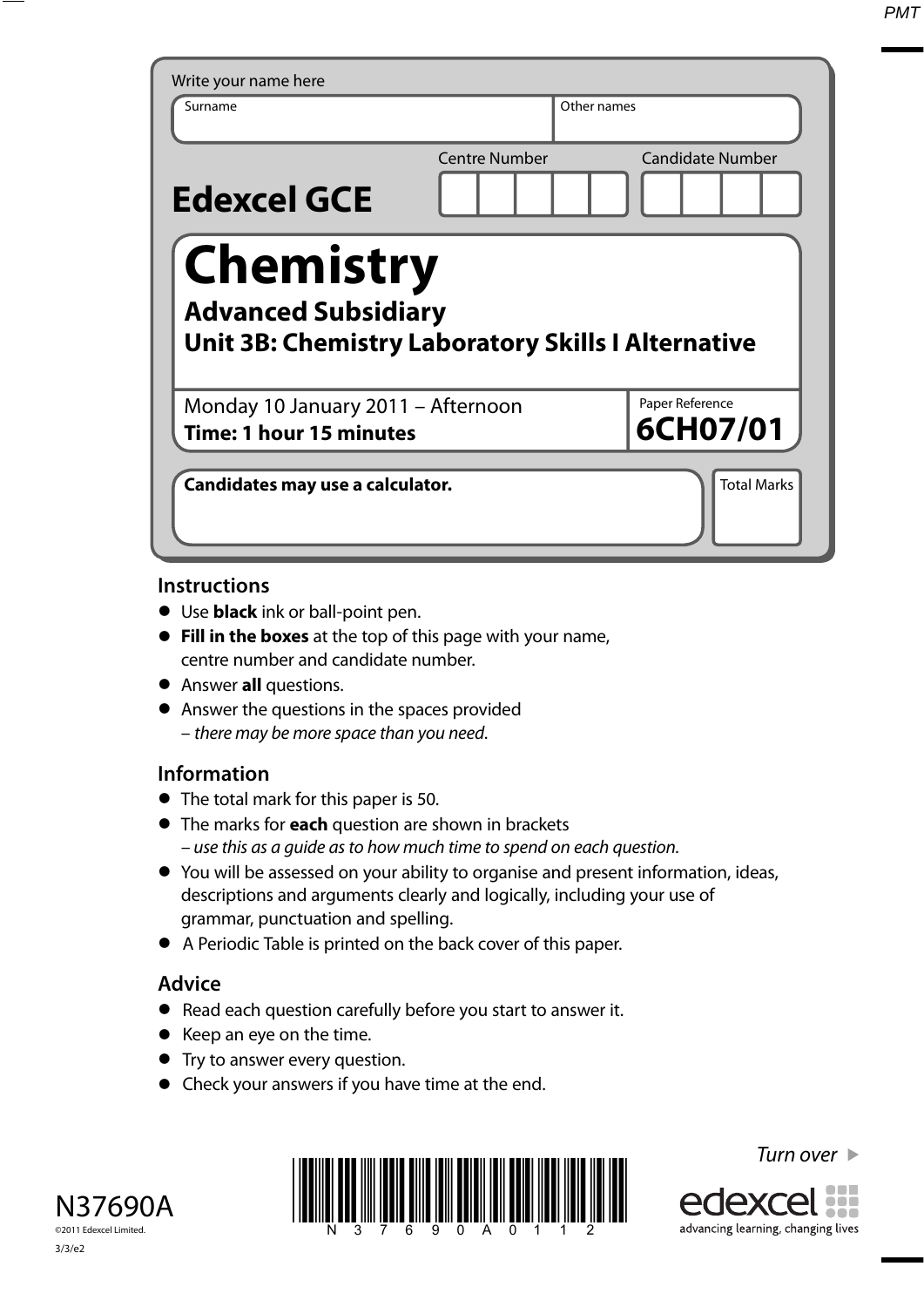Write your name here

| Surname | Other names |
|---|---|
| | |

**Edexcel GCE**

| Centre Number | Candidate Number |
|---|---|
| | |

# Chemistry

## Advanced Subsidiary

## Unit 3B: Chemistry Laboratory Skills I Alternative

Monday 10 January 2011 – Afternoon
**Time: 1 hour 15 minutes**

Paper Reference
**6CH07/01**

**Candidates may use a calculator.**

Total Marks

## Instructions

- Use **black** ink or ball-point pen.
- **Fill in the boxes** at the top of this page with your name, centre number and candidate number.
- Answer **all** questions.
- Answer the questions in the spaces provided
  – *there may be more space than you need.*

## Information

- The total mark for this paper is 50.
- The marks for **each** question are shown in brackets
  – *use this as a guide as to how much time to spend on each question.*
- You will be assessed on your ability to organise and present information, ideas, descriptions and arguments clearly and logically, including your use of grammar, punctuation and spelling.
- A Periodic Table is printed on the back cover of this paper.

## Advice

- Read each question carefully before you start to answer it.
- Keep an eye on the time.
- Try to answer every question.
- Check your answers if you have time at the end.

*Turn over*

N37690A

©2011 Edexcel Limited.

3/3/e2

N 3 7 6 9 0 A 0 1 1 2

edexcel
advancing learning, changing lives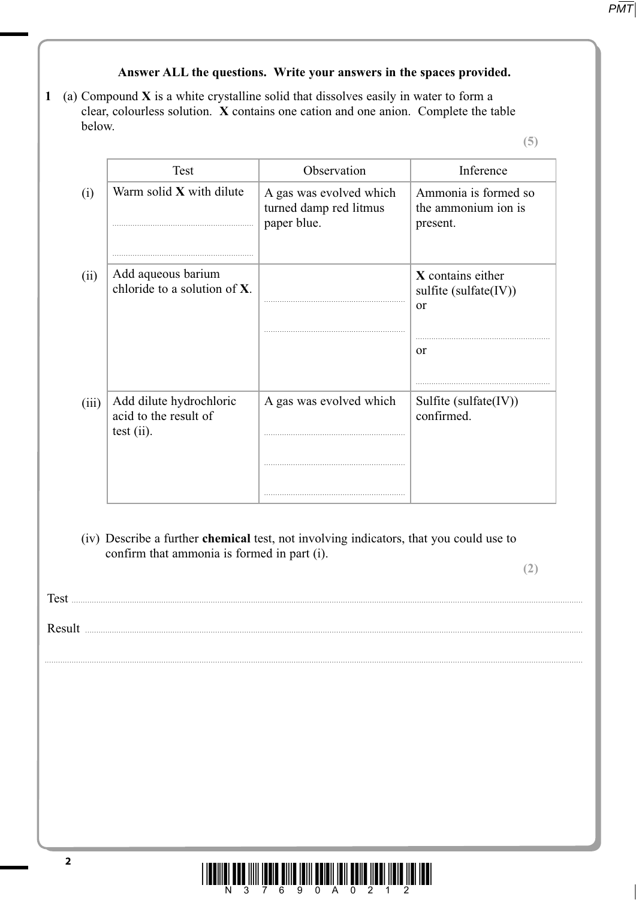**Answer ALL the questions. Write your answers in the spaces provided.**

**1** (a) Compound **X** is a white crystalline solid that dissolves easily in water to form a clear, colourless solution. **X** contains one cation and one anion. Complete the table below.

**(5)**

| | Test | Observation | Inference |
|---|---|---|---|
| (i) | Warm solid **X** with dilute ........................ ........................ | A gas was evolved which turned damp red litmus paper blue. | Ammonia is formed so the ammonium ion is present. |
| (ii) | Add aqueous barium chloride to a solution of **X**. | ........................ ........................ | **X** contains either sulfite (sulfate(IV)) or ........................ or ........................ |
| (iii) | Add dilute hydrochloric acid to the result of test (ii). | A gas was evolved which ........................ ........................ ........................ | Sulfite (sulfate(IV)) confirmed. |

(iv) Describe a further **chemical** test, not involving indicators, that you could use to confirm that ammonia is formed in part (i).

**(2)**

Test ..............................................................................................................................

Result ..............................................................................................................................

..............................................................................................................................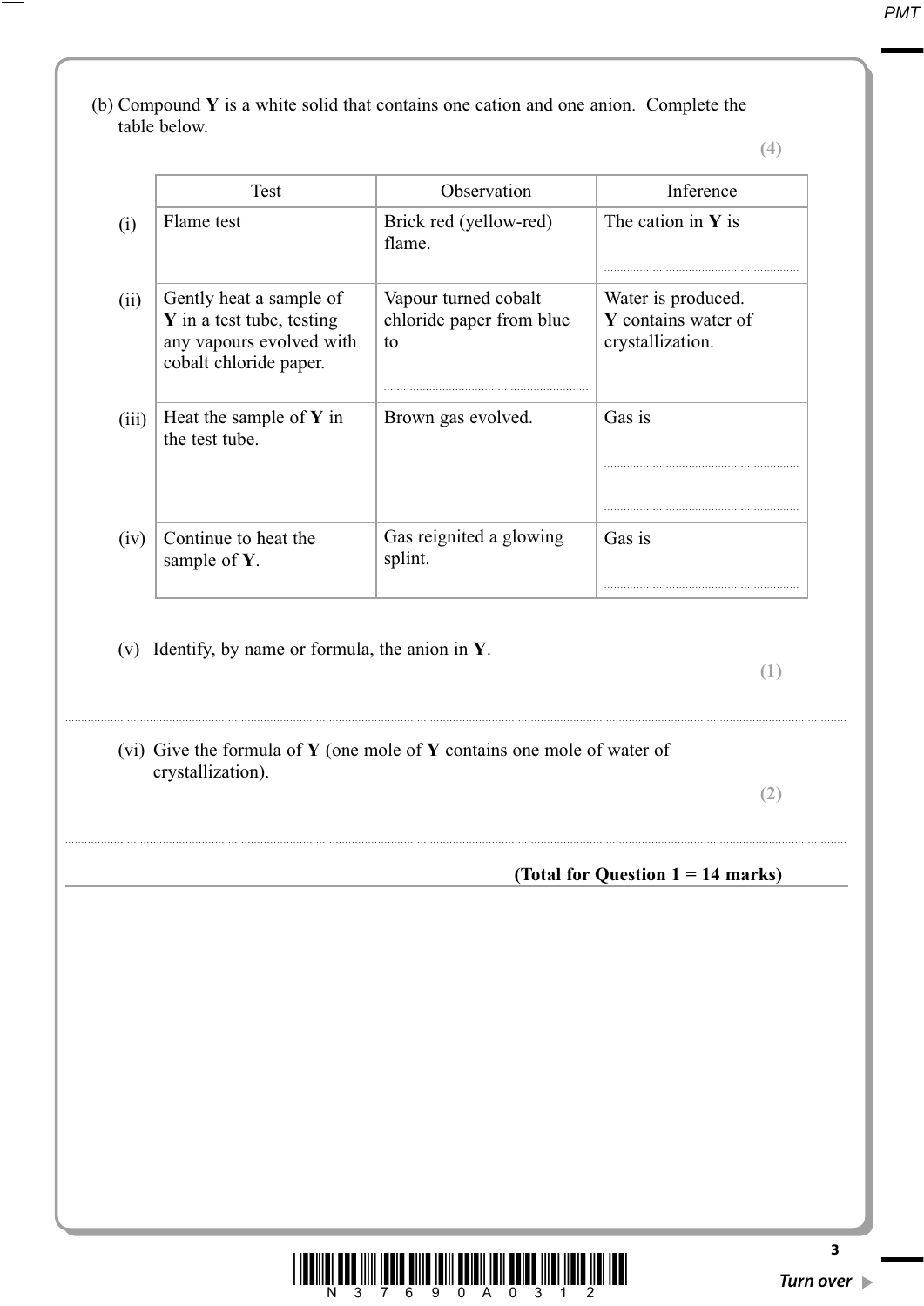(b) Compound **Y** is a white solid that contains one cation and one anion. Complete the table below.

**(4)**

| | Test | Observation | Inference |
|---|---|---|---|
| (i) | Flame test | Brick red (yellow-red) flame. | The cation in **Y** is ........................ |
| (ii) | Gently heat a sample of **Y** in a test tube, testing any vapours evolved with cobalt chloride paper. | Vapour turned cobalt chloride paper from blue to ........................ | Water is produced. **Y** contains water of crystallization. |
| (iii) | Heat the sample of **Y** in the test tube. | Brown gas evolved. | Gas is ........................ ........................ |
| (iv) | Continue to heat the sample of **Y**. | Gas reignited a glowing splint. | Gas is ........................ |

(v) Identify, by name or formula, the anion in **Y**.

**(1)**

....................................................................................................................................................

(vi) Give the formula of **Y** (one mole of **Y** contains one mole of water of crystallization).

**(2)**

....................................................................................................................................................

**(Total for Question 1 = 14 marks)**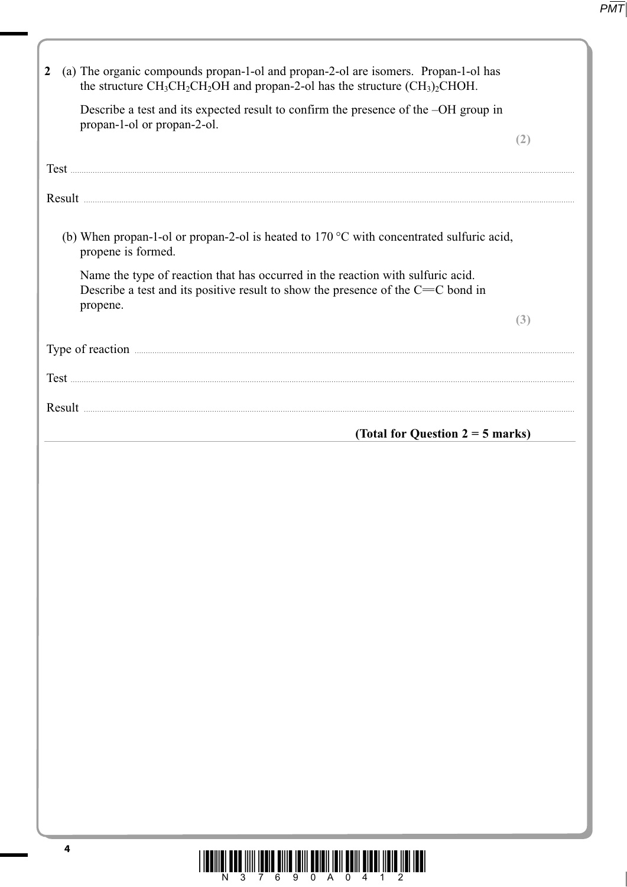**2** (a) The organic compounds propan-1-ol and propan-2-ol are isomers. Propan-1-ol has the structure $CH_3CH_2CH_2OH$ and propan-2-ol has the structure $(CH_3)_2CHOH$.

Describe a test and its expected result to confirm the presence of the –OH group in propan-1-ol or propan-2-ol.

**(2)**

Test ....................................................................................................................................................

Result ....................................................................................................................................................

(b) When propan-1-ol or propan-2-ol is heated to 170 °C with concentrated sulfuric acid, propene is formed.

Name the type of reaction that has occurred in the reaction with sulfuric acid. Describe a test and its positive result to show the presence of the C=C bond in propene.

**(3)**

Type of reaction ....................................................................................................................................................

Test ....................................................................................................................................................

Result ....................................................................................................................................................

**(Total for Question 2 = 5 marks)**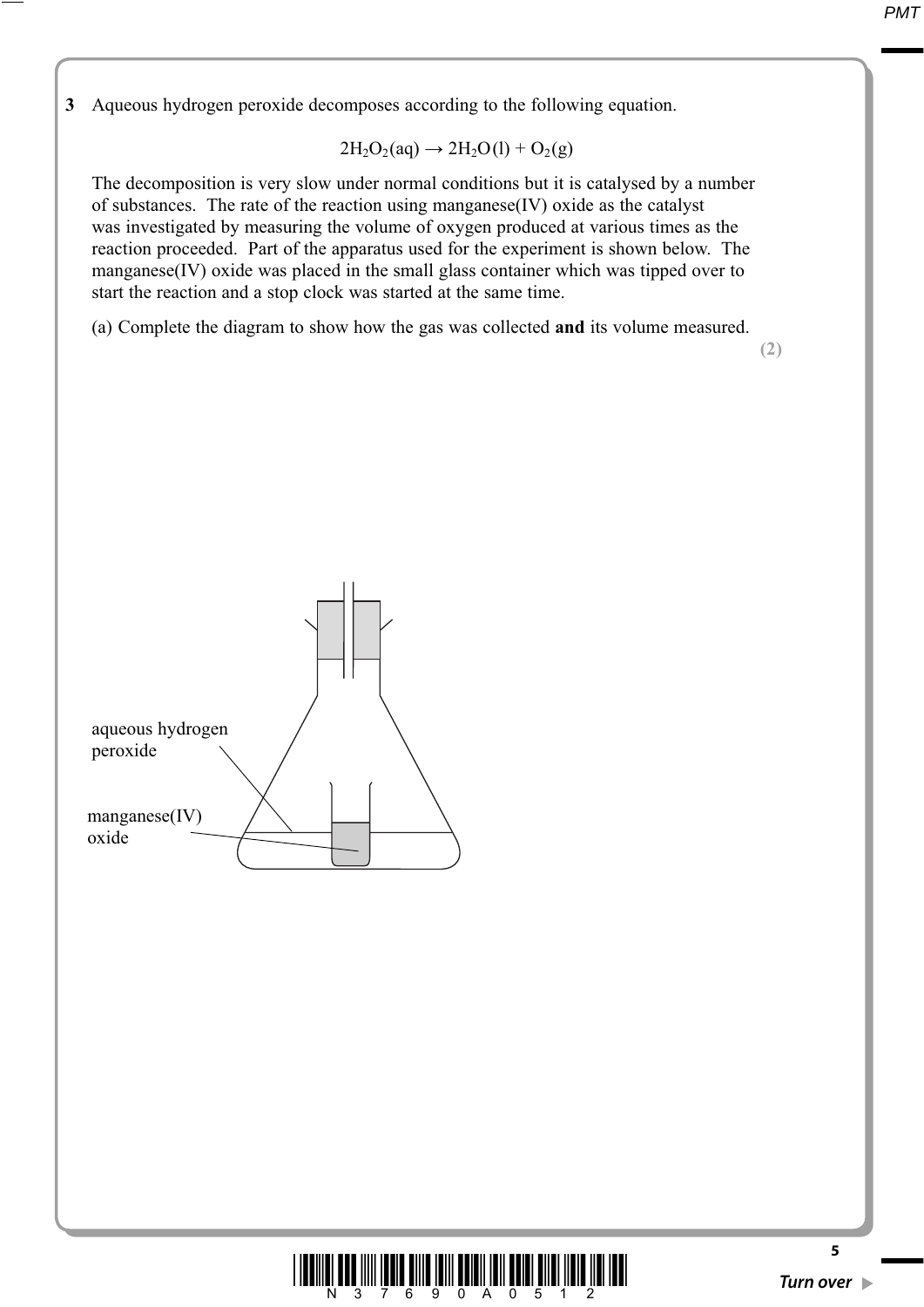**3** Aqueous hydrogen peroxide decomposes according to the following equation.

$$2H_2O_2(aq) \rightarrow 2H_2O(l) + O_2(g)$$

The decomposition is very slow under normal conditions but it is catalysed by a number of substances. The rate of the reaction using manganese(IV) oxide as the catalyst was investigated by measuring the volume of oxygen produced at various times as the reaction proceeded. Part of the apparatus used for the experiment is shown below. The manganese(IV) oxide was placed in the small glass container which was tipped over to start the reaction and a stop clock was started at the same time.

(a) Complete the diagram to show how the gas was collected **and** its volume measured.

**(2)**

aqueous hydrogen peroxide

manganese(IV) oxide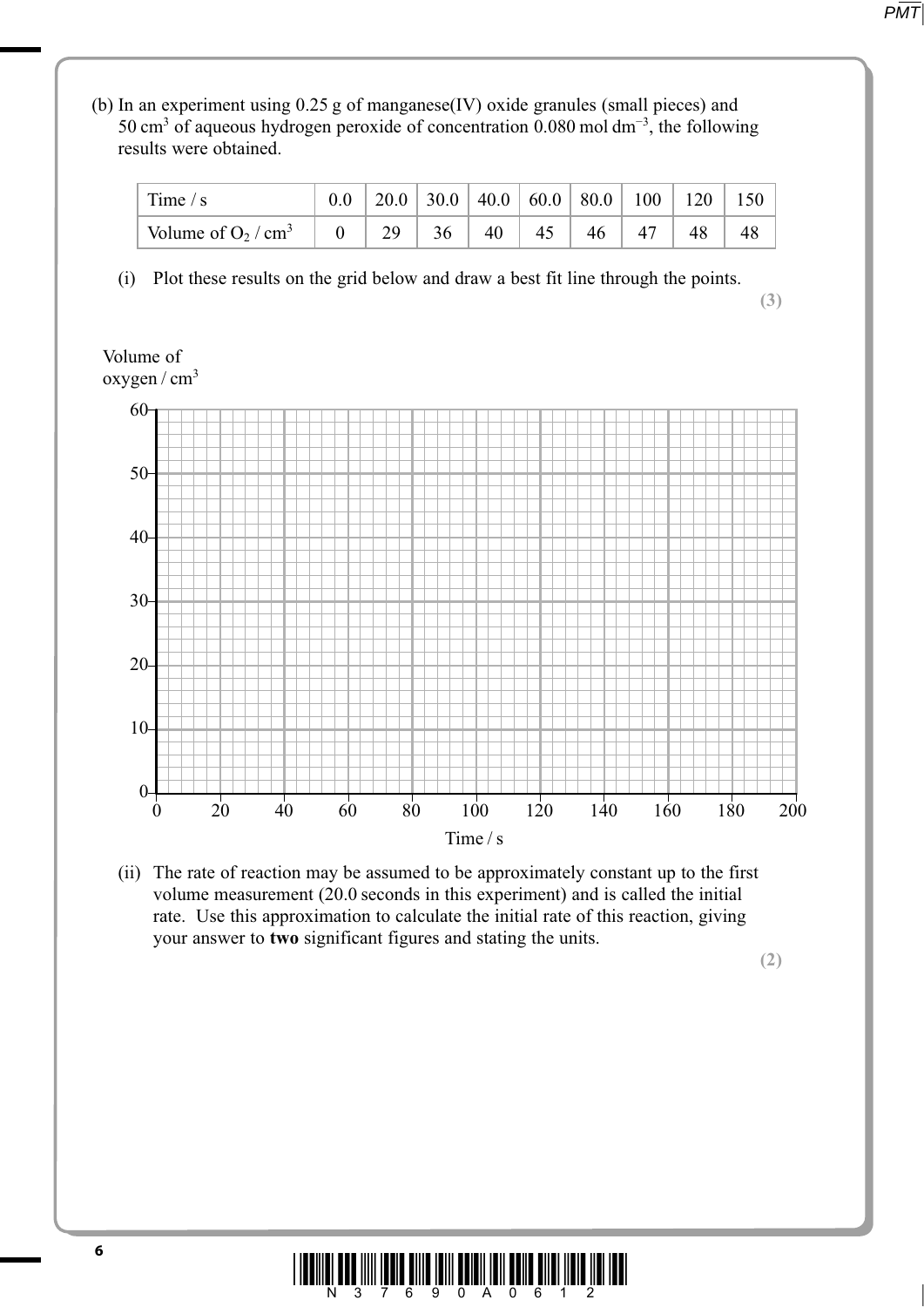(b) In an experiment using 0.25 g of manganese(IV) oxide granules (small pieces) and 50 $cm^3$ of aqueous hydrogen peroxide of concentration 0.080 mol $dm^{-3}$, the following results were obtained.

| Time / s | 0.0 | 20.0 | 30.0 | 40.0 | 60.0 | 80.0 | 100 | 120 | 150 |
|---|---|---|---|---|---|---|---|---|---|
| Volume of $O_2$ / $cm^3$ | 0 | 29 | 36 | 40 | 45 | 46 | 47 | 48 | 48 |

(i) Plot these results on the grid below and draw a best fit line through the points.

**(3)**

Volume of oxygen / $cm^3$

[Grid: y-axis 0 to 60 in steps of 10; x-axis Time / s, 0 to 200 in steps of 20]

(ii) The rate of reaction may be assumed to be approximately constant up to the first volume measurement (20.0 seconds in this experiment) and is called the initial rate. Use this approximation to calculate the initial rate of this reaction, giving your answer to **two** significant figures and stating the units.

**(2)**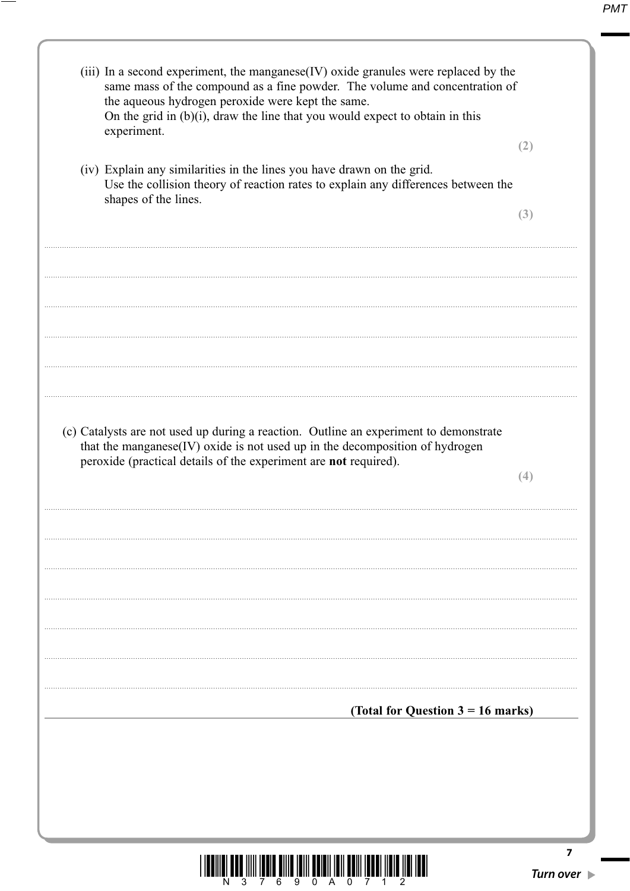(iii) In a second experiment, the manganese(IV) oxide granules were replaced by the same mass of the compound as a fine powder. The volume and concentration of the aqueous hydrogen peroxide were kept the same.
On the grid in (b)(i), draw the line that you would expect to obtain in this experiment.

**(2)**

(iv) Explain any similarities in the lines you have drawn on the grid.
Use the collision theory of reaction rates to explain any differences between the shapes of the lines.

**(3)**

........................................................................................................................................................................................................

........................................................................................................................................................................................................

........................................................................................................................................................................................................

........................................................................................................................................................................................................

........................................................................................................................................................................................................

........................................................................................................................................................................................................

(c) Catalysts are not used up during a reaction. Outline an experiment to demonstrate that the manganese(IV) oxide is not used up in the decomposition of hydrogen peroxide (practical details of the experiment are **not** required).

**(4)**

........................................................................................................................................................................................................

........................................................................................................................................................................................................

........................................................................................................................................................................................................

........................................................................................................................................................................................................

........................................................................................................................................................................................................

........................................................................................................................................................................................................

........................................................................................................................................................................................................

**(Total for Question 3 = 16 marks)**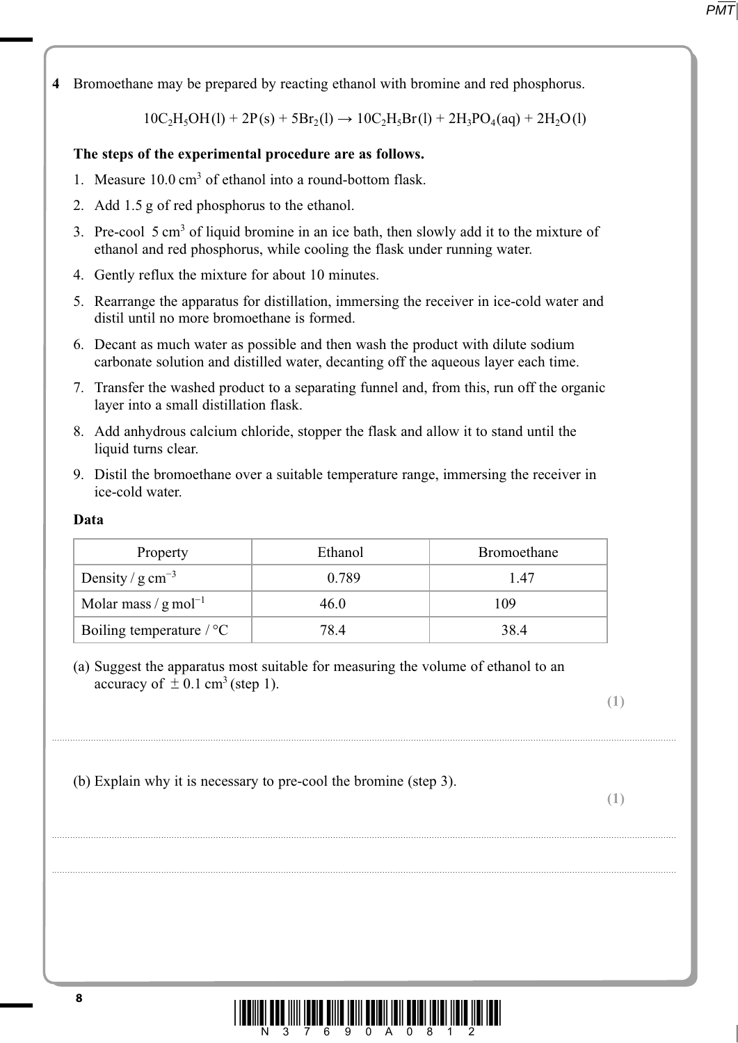**4** Bromoethane may be prepared by reacting ethanol with bromine and red phosphorus.

$$10C_2H_5OH(l) + 2P(s) + 5Br_2(l) \rightarrow 10C_2H_5Br(l) + 2H_3PO_4(aq) + 2H_2O(l)$$

**The steps of the experimental procedure are as follows.**

1. Measure 10.0 $cm^3$ of ethanol into a round-bottom flask.
2. Add 1.5 g of red phosphorus to the ethanol.
3. Pre-cool 5 $cm^3$ of liquid bromine in an ice bath, then slowly add it to the mixture of ethanol and red phosphorus, while cooling the flask under running water.
4. Gently reflux the mixture for about 10 minutes.
5. Rearrange the apparatus for distillation, immersing the receiver in ice-cold water and distil until no more bromoethane is formed.
6. Decant as much water as possible and then wash the product with dilute sodium carbonate solution and distilled water, decanting off the aqueous layer each time.
7. Transfer the washed product to a separating funnel and, from this, run off the organic layer into a small distillation flask.
8. Add anhydrous calcium chloride, stopper the flask and allow it to stand until the liquid turns clear.
9. Distil the bromoethane over a suitable temperature range, immersing the receiver in ice-cold water.

**Data**

| Property | Ethanol | Bromoethane |
|---|---|---|
| Density / $g\,cm^{-3}$ | 0.789 | 1.47 |
| Molar mass / $g\,mol^{-1}$ | 46.0 | 109 |
| Boiling temperature / °C | 78.4 | 38.4 |

(a) Suggest the apparatus most suitable for measuring the volume of ethanol to an accuracy of $\pm$ 0.1 $cm^3$ (step 1).

**(1)**

.......................................................................................................................................................................................................

(b) Explain why it is necessary to pre-cool the bromine (step 3).

**(1)**

.......................................................................................................................................................................................................

.......................................................................................................................................................................................................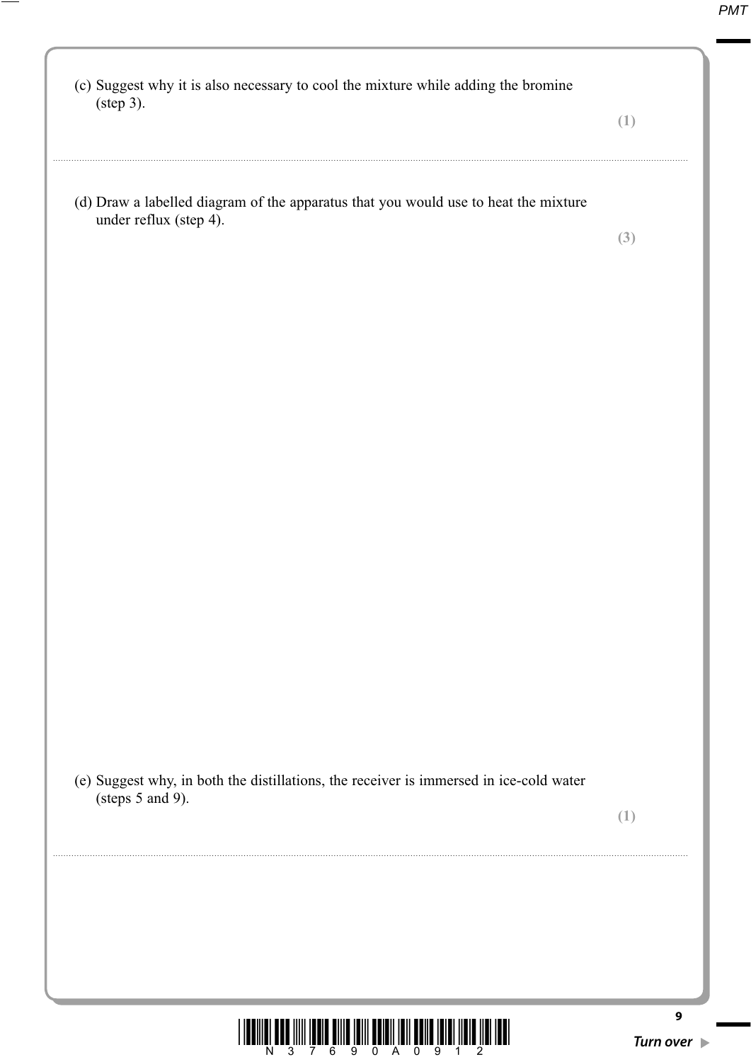(c) Suggest why it is also necessary to cool the mixture while adding the bromine (step 3).

**(1)**

.......................................................................................................................................................................................................................

(d) Draw a labelled diagram of the apparatus that you would use to heat the mixture under reflux (step 4).

**(3)**

(e) Suggest why, in both the distillations, the receiver is immersed in ice-cold water (steps 5 and 9).

**(1)**

.......................................................................................................................................................................................................................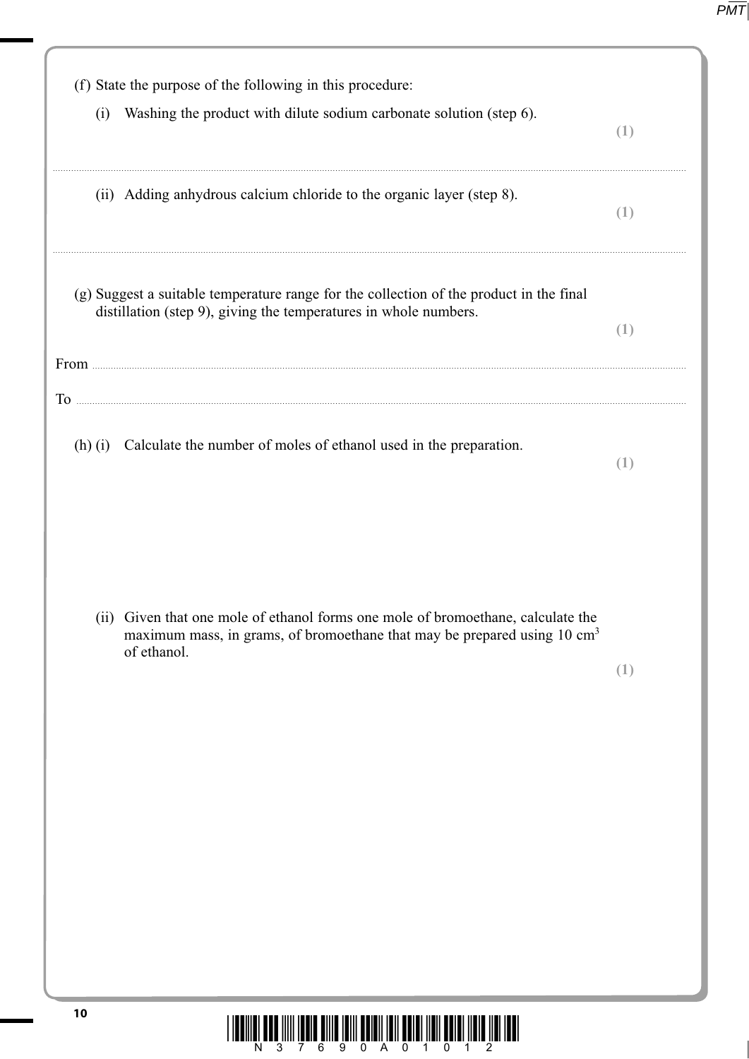(f) State the purpose of the following in this procedure:

(i) Washing the product with dilute sodium carbonate solution (step 6). **(1)**

..............................................................................................................................................

(ii) Adding anhydrous calcium chloride to the organic layer (step 8). **(1)**

..............................................................................................................................................

(g) Suggest a suitable temperature range for the collection of the product in the final distillation (step 9), giving the temperatures in whole numbers. **(1)**

From ..............................................................................................................................................

To ..............................................................................................................................................

(h) (i) Calculate the number of moles of ethanol used in the preparation. **(1)**

(ii) Given that one mole of ethanol forms one mole of bromoethane, calculate the maximum mass, in grams, of bromoethane that may be prepared using 10 $cm^3$ of ethanol. **(1)**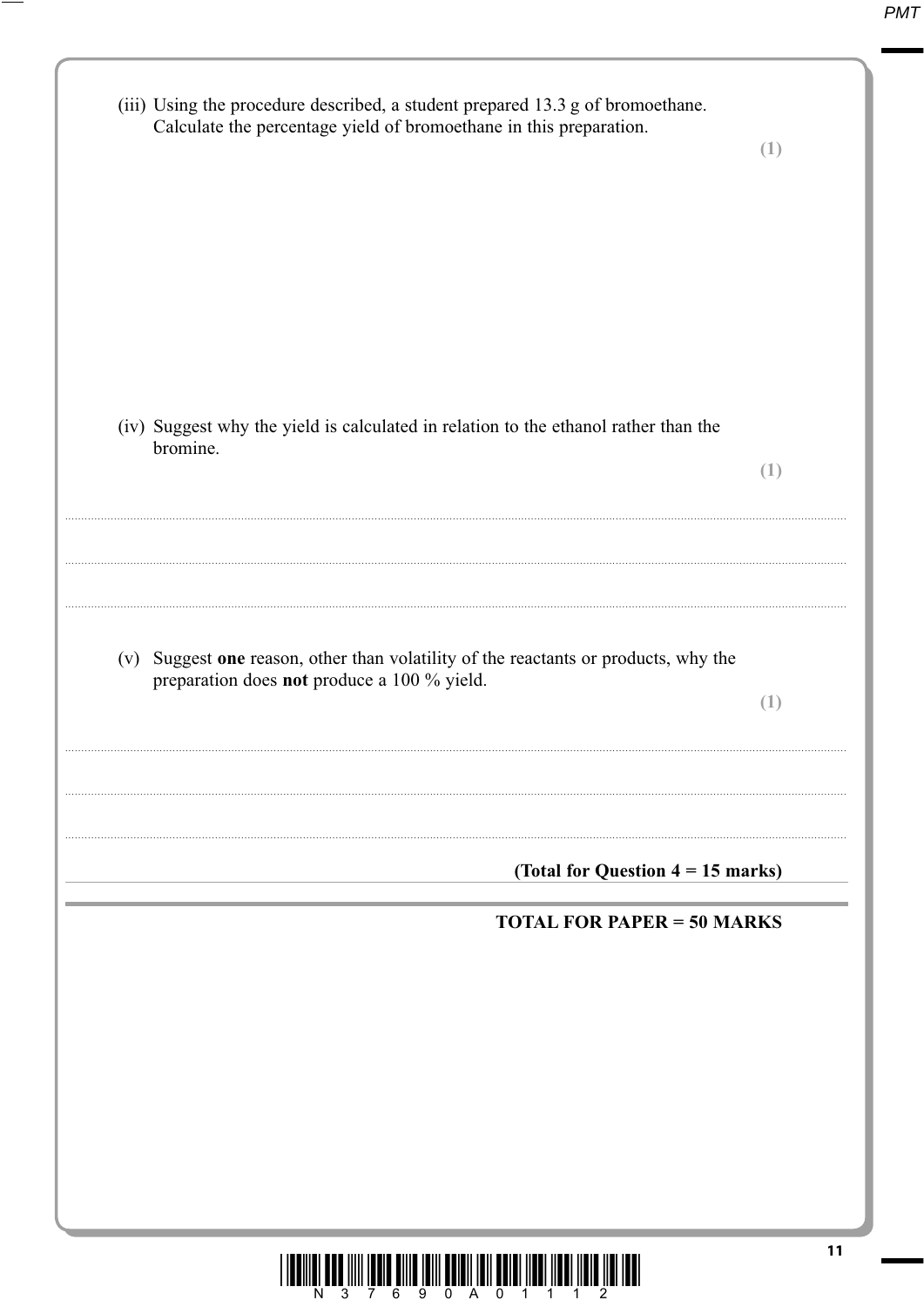(iii) Using the procedure described, a student prepared 13.3 g of bromoethane. Calculate the percentage yield of bromoethane in this preparation.

**(1)**

(iv) Suggest why the yield is calculated in relation to the ethanol rather than the bromine.

**(1)**

.......................................................................................................................................................................................................

.......................................................................................................................................................................................................

.......................................................................................................................................................................................................

(v) Suggest **one** reason, other than volatility of the reactants or products, why the preparation does **not** produce a 100 % yield.

**(1)**

.......................................................................................................................................................................................................

.......................................................................................................................................................................................................

.......................................................................................................................................................................................................

**(Total for Question 4 = 15 marks)**

**TOTAL FOR PAPER = 50 MARKS**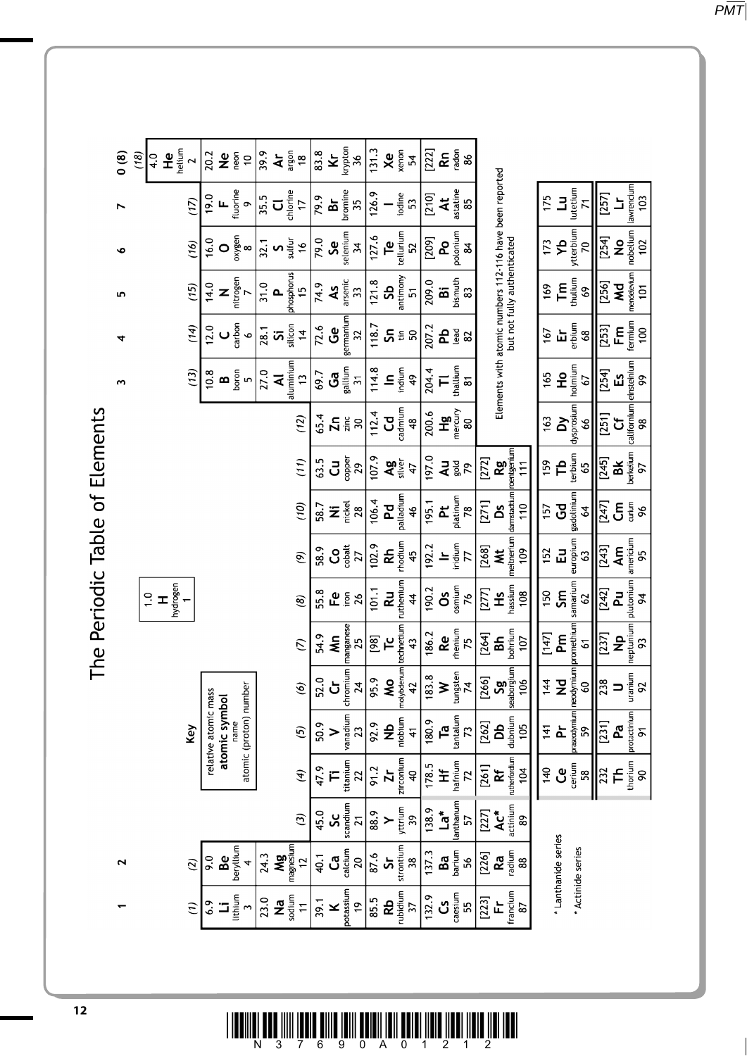# The Periodic Table of Elements

**Key**

relative atomic mass
**atomic symbol**
name
atomic (proton) number

| 1 | 2 | | | | | | | | | | | 3 | 4 | 5 | 6 | 7 | 0 (8) |
|---|---|---|---|---|---|---|---|---|---|---|---|---|---|---|---|---|---|
| (1) | (2) | | | | | | | | | | | (13) | (14) | (15) | (16) | (17) | (18) |
| | | | | | | | 1.0 **H** hydrogen 1 | | | | | | | | | | 4.0 **He** helium 2 |
| 6.9 **Li** lithium 3 | 9.0 **Be** beryllium 4 | | | | | | | | | | | 10.8 **B** boron 5 | 12.0 **C** carbon 6 | 14.0 **N** nitrogen 7 | 16.0 **O** oxygen 8 | 19.0 **F** fluorine 9 | 20.2 **Ne** neon 10 |
| 23.0 **Na** sodium 11 | 24.3 **Mg** magnesium 12 | (3) | (4) | (5) | (6) | (7) | (8) | (9) | (10) | (11) | (12) | 27.0 **Al** aluminium 13 | 28.1 **Si** silicon 14 | 31.0 **P** phosphorus 15 | 32.1 **S** sulfur 16 | 35.5 **Cl** chlorine 17 | 39.9 **Ar** argon 18 |
| 39.1 **K** potassium 19 | 40.1 **Ca** calcium 20 | 45.0 **Sc** scandium 21 | 47.9 **Ti** titanium 22 | 50.9 **V** vanadium 23 | 52.0 **Cr** chromium 24 | 54.9 **Mn** manganese 25 | 55.8 **Fe** iron 26 | 58.9 **Co** cobalt 27 | 58.7 **Ni** nickel 28 | 63.5 **Cu** copper 29 | 65.4 **Zn** zinc 30 | 69.7 **Ga** gallium 31 | 72.6 **Ge** germanium 32 | 74.9 **As** arsenic 33 | 79.0 **Se** selenium 34 | 79.9 **Br** bromine 35 | 83.8 **Kr** krypton 36 |
| 85.5 **Rb** rubidium 37 | 87.6 **Sr** strontium 38 | 88.9 **Y** yttrium 39 | 91.2 **Zr** zirconium 40 | 92.9 **Nb** niobium 41 | 95.9 **Mo** molybdenum 42 | [98] **Tc** technetium 43 | 101.1 **Ru** ruthenium 44 | 102.9 **Rh** rhodium 45 | 106.4 **Pd** palladium 46 | 107.9 **Ag** silver 47 | 112.4 **Cd** cadmium 48 | 114.8 **In** indium 49 | 118.7 **Sn** tin 50 | 121.8 **Sb** antimony 51 | 127.6 **Te** tellurium 52 | 126.9 **I** iodine 53 | 131.3 **Xe** xenon 54 |
| 132.9 **Cs** caesium 55 | 137.3 **Ba** barium 56 | 138.9 **La*** lanthanum 57 | 178.5 **Hf** hafnium 72 | 180.9 **Ta** tantalum 73 | 183.8 **W** tungsten 74 | 186.2 **Re** rhenium 75 | 190.2 **Os** osmium 76 | 192.2 **Ir** iridium 77 | 195.1 **Pt** platinum 78 | 197.0 **Au** gold 79 | 200.6 **Hg** mercury 80 | 204.4 **Tl** thallium 81 | 207.2 **Pb** lead 82 | 209.0 **Bi** bismuth 83 | [209] **Po** polonium 84 | [210] **At** astatine 85 | [222] **Rn** radon 86 |
| [223] **Fr** francium 87 | [226] **Ra** radium 88 | [227] **Ac*** actinium 89 | [261] **Rf** rutherfordium 104 | [262] **Db** dubnium 105 | [266] **Sg** seaborgium 106 | [264] **Bh** bohrium 107 | [277] **Hs** hassium 108 | [268] **Mt** meitnerium 109 | [271] **Ds** darmstadtium 110 | [272] **Rg** roentgenium 111 | | | | | | | |

Elements with atomic numbers 112-116 have been reported but not fully authenticated

| | | | | | | | | | | | | | | |
|---|---|---|---|---|---|---|---|---|---|---|---|---|---|---|
| * Lanthanide series | 140 **Ce** cerium 58 | 141 **Pr** praseodymium 59 | 144 **Nd** neodymium 60 | [147] **Pm** promethium 61 | 150 **Sm** samarium 62 | 152 **Eu** europium 63 | 157 **Gd** gadolinium 64 | 159 **Tb** terbium 65 | 163 **Dy** dysprosium 66 | 165 **Ho** holmium 67 | 167 **Er** erbium 68 | 169 **Tm** thulium 69 | 173 **Yb** ytterbium 70 | 175 **Lu** lutetium 71 |
| * Actinide series | 232 **Th** thorium 90 | [231] **Pa** protactinium 91 | 238 **U** uranium 92 | [237] **Np** neptunium 93 | [242] **Pu** plutonium 94 | [243] **Am** americium 95 | [247] **Cm** curium 96 | [245] **Bk** berkelium 97 | [251] **Cf** californium 98 | [254] **Es** einsteinium 99 | [253] **Fm** fermium 100 | [256] **Md** mendelevium 101 | [254] **No** nobelium 102 | [257] **Lr** lawrencium 103 |